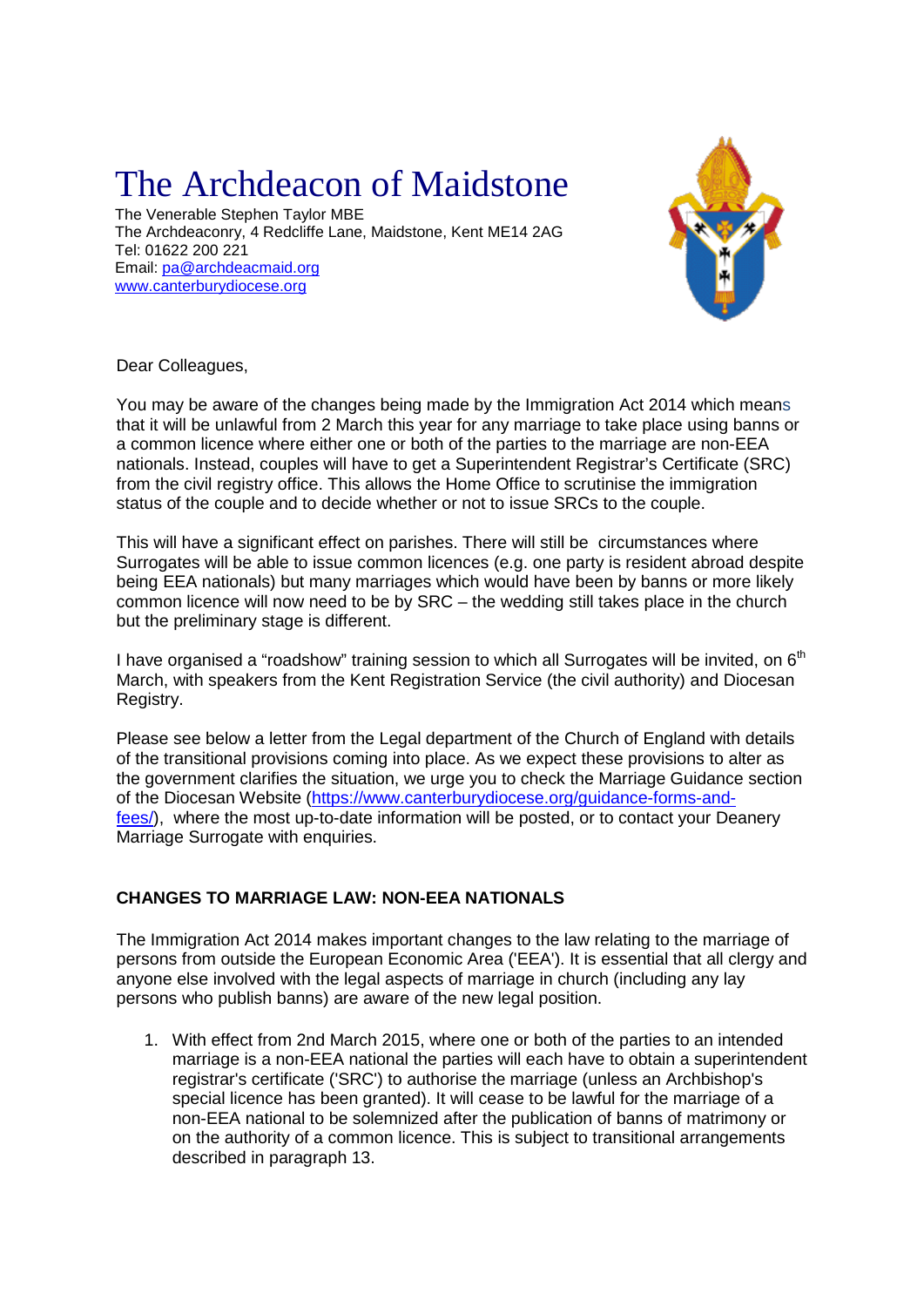# The Archdeacon of Maidstone

The Venerable Stephen Taylor MBE
The Archdeaconry, 4 Redcliffe Lane, Maidstone, Kent ME14 2AG
Tel: 01622 200 221
Email: pa@archdeacmaid.org
www.canterburydiocese.org

Dear Colleagues,

You may be aware of the changes being made by the Immigration Act 2014 which means that it will be unlawful from 2 March this year for any marriage to take place using banns or a common licence where either one or both of the parties to the marriage are non-EEA nationals. Instead, couples will have to get a Superintendent Registrar's Certificate (SRC) from the civil registry office. This allows the Home Office to scrutinise the immigration status of the couple and to decide whether or not to issue SRCs to the couple.

This will have a significant effect on parishes. There will still be circumstances where Surrogates will be able to issue common licences (e.g. one party is resident abroad despite being EEA nationals) but many marriages which would have been by banns or more likely common licence will now need to be by SRC – the wedding still takes place in the church but the preliminary stage is different.

I have organised a "roadshow" training session to which all Surrogates will be invited, on 6th March, with speakers from the Kent Registration Service (the civil authority) and Diocesan Registry.

Please see below a letter from the Legal department of the Church of England with details of the transitional provisions coming into place. As we expect these provisions to alter as the government clarifies the situation, we urge you to check the Marriage Guidance section of the Diocesan Website (https://www.canterburydiocese.org/guidance-forms-and-fees/), where the most up-to-date information will be posted, or to contact your Deanery Marriage Surrogate with enquiries.

**CHANGES TO MARRIAGE LAW: NON-EEA NATIONALS**

The Immigration Act 2014 makes important changes to the law relating to the marriage of persons from outside the European Economic Area ('EEA'). It is essential that all clergy and anyone else involved with the legal aspects of marriage in church (including any lay persons who publish banns) are aware of the new legal position.

1. With effect from 2nd March 2015, where one or both of the parties to an intended marriage is a non-EEA national the parties will each have to obtain a superintendent registrar's certificate ('SRC') to authorise the marriage (unless an Archbishop's special licence has been granted). It will cease to be lawful for the marriage of a non-EEA national to be solemnized after the publication of banns of matrimony or on the authority of a common licence. This is subject to transitional arrangements described in paragraph 13.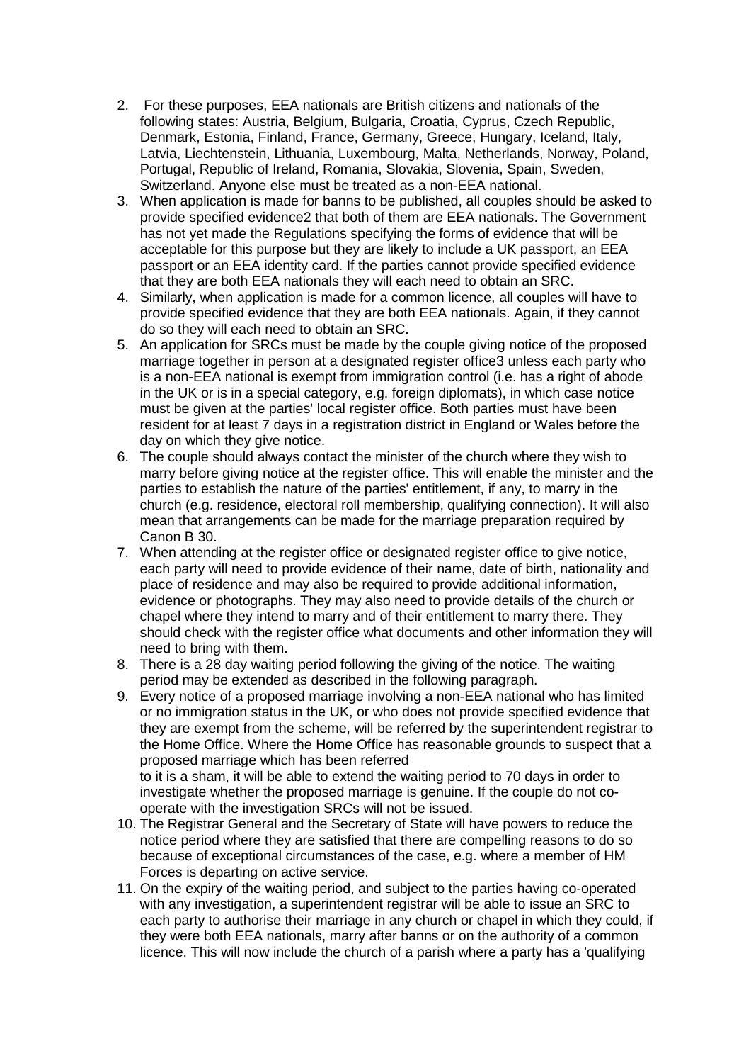2. For these purposes, EEA nationals are British citizens and nationals of the following states: Austria, Belgium, Bulgaria, Croatia, Cyprus, Czech Republic, Denmark, Estonia, Finland, France, Germany, Greece, Hungary, Iceland, Italy, Latvia, Liechtenstein, Lithuania, Luxembourg, Malta, Netherlands, Norway, Poland, Portugal, Republic of Ireland, Romania, Slovakia, Slovenia, Spain, Sweden, Switzerland. Anyone else must be treated as a non-EEA national.
3. When application is made for banns to be published, all couples should be asked to provide specified evidence[2] that both of them are EEA nationals. The Government has not yet made the Regulations specifying the forms of evidence that will be acceptable for this purpose but they are likely to include a UK passport, an EEA passport or an EEA identity card. If the parties cannot provide specified evidence that they are both EEA nationals they will each need to obtain an SRC.
4. Similarly, when application is made for a common licence, all couples will have to provide specified evidence that they are both EEA nationals. Again, if they cannot do so they will each need to obtain an SRC.
5. An application for SRCs must be made by the couple giving notice of the proposed marriage together in person at a designated register office[3] unless each party who is a non-EEA national is exempt from immigration control (i.e. has a right of abode in the UK or is in a special category, e.g. foreign diplomats), in which case notice must be given at the parties' local register office. Both parties must have been resident for at least 7 days in a registration district in England or Wales before the day on which they give notice.
6. The couple should always contact the minister of the church where they wish to marry before giving notice at the register office. This will enable the minister and the parties to establish the nature of the parties' entitlement, if any, to marry in the church (e.g. residence, electoral roll membership, qualifying connection). It will also mean that arrangements can be made for the marriage preparation required by Canon B 30.
7. When attending at the register office or designated register office to give notice, each party will need to provide evidence of their name, date of birth, nationality and place of residence and may also be required to provide additional information, evidence or photographs. They may also need to provide details of the church or chapel where they intend to marry and of their entitlement to marry there. They should check with the register office what documents and other information they will need to bring with them.
8. There is a 28 day waiting period following the giving of the notice. The waiting period may be extended as described in the following paragraph.
9. Every notice of a proposed marriage involving a non-EEA national who has limited or no immigration status in the UK, or who does not provide specified evidence that they are exempt from the scheme, will be referred by the superintendent registrar to the Home Office. Where the Home Office has reasonable grounds to suspect that a proposed marriage which has been referred to it is a sham, it will be able to extend the waiting period to 70 days in order to investigate whether the proposed marriage is genuine. If the couple do not co-operate with the investigation SRCs will not be issued.
10. The Registrar General and the Secretary of State will have powers to reduce the notice period where they are satisfied that there are compelling reasons to do so because of exceptional circumstances of the case, e.g. where a member of HM Forces is departing on active service.
11. On the expiry of the waiting period, and subject to the parties having co-operated with any investigation, a superintendent registrar will be able to issue an SRC to each party to authorise their marriage in any church or chapel in which they could, if they were both EEA nationals, marry after banns or on the authority of a common licence. This will now include the church of a parish where a party has a 'qualifying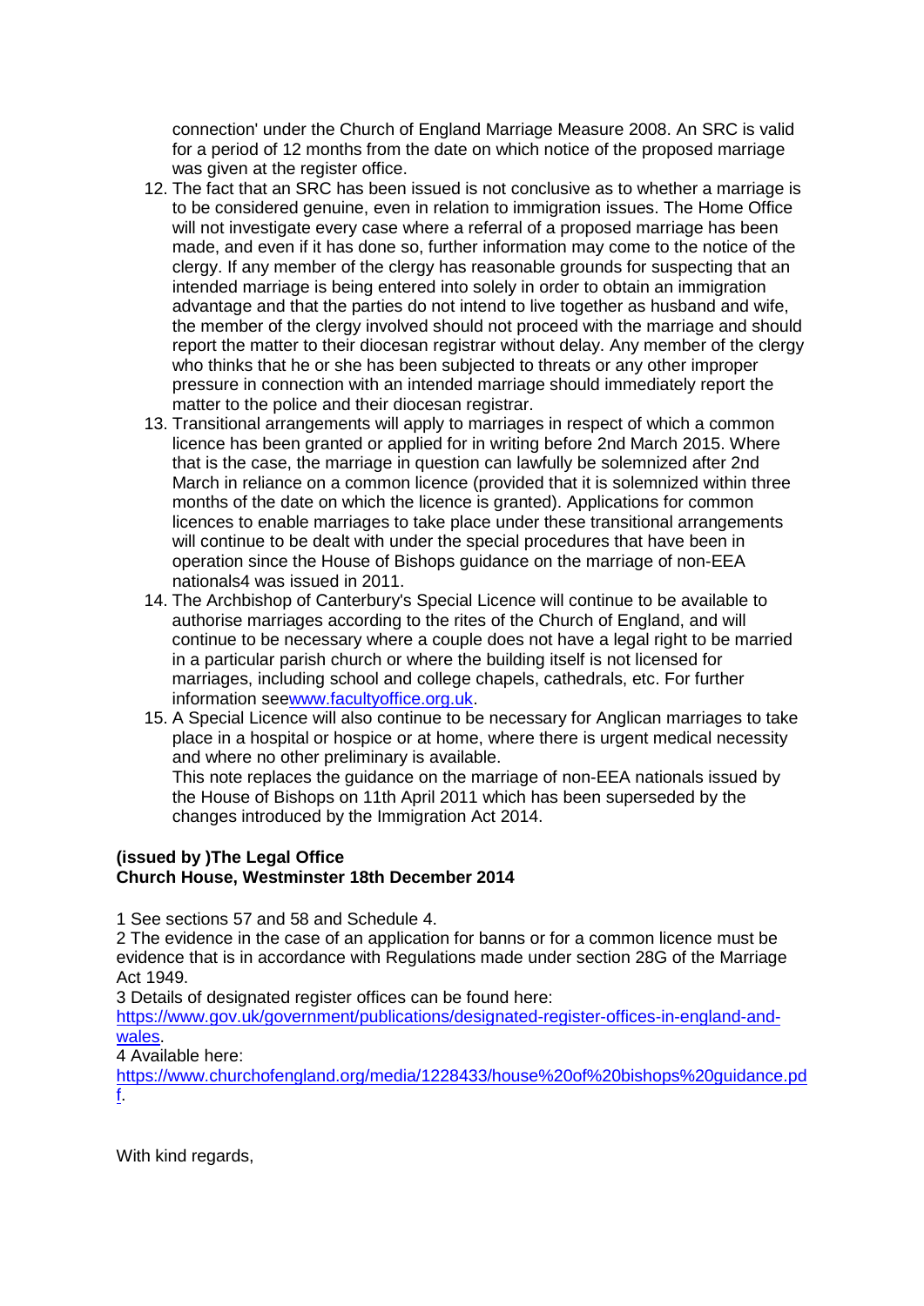connection' under the Church of England Marriage Measure 2008. An SRC is valid for a period of 12 months from the date on which notice of the proposed marriage was given at the register office.

12. The fact that an SRC has been issued is not conclusive as to whether a marriage is to be considered genuine, even in relation to immigration issues. The Home Office will not investigate every case where a referral of a proposed marriage has been made, and even if it has done so, further information may come to the notice of the clergy. If any member of the clergy has reasonable grounds for suspecting that an intended marriage is being entered into solely in order to obtain an immigration advantage and that the parties do not intend to live together as husband and wife, the member of the clergy involved should not proceed with the marriage and should report the matter to their diocesan registrar without delay. Any member of the clergy who thinks that he or she has been subjected to threats or any other improper pressure in connection with an intended marriage should immediately report the matter to the police and their diocesan registrar.
13. Transitional arrangements will apply to marriages in respect of which a common licence has been granted or applied for in writing before 2nd March 2015. Where that is the case, the marriage in question can lawfully be solemnized after 2nd March in reliance on a common licence (provided that it is solemnized within three months of the date on which the licence is granted). Applications for common licences to enable marriages to take place under these transitional arrangements will continue to be dealt with under the special procedures that have been in operation since the House of Bishops guidance on the marriage of non-EEA nationals[4] was issued in 2011.
14. The Archbishop of Canterbury's Special Licence will continue to be available to authorise marriages according to the rites of the Church of England, and will continue to be necessary where a couple does not have a legal right to be married in a particular parish church or where the building itself is not licensed for marriages, including school and college chapels, cathedrals, etc. For further information seewww.facultyoffice.org.uk.
15. A Special Licence will also continue to be necessary for Anglican marriages to take place in a hospital or hospice or at home, where there is urgent medical necessity and where no other preliminary is available.
    This note replaces the guidance on the marriage of non-EEA nationals issued by the House of Bishops on 11th April 2011 which has been superseded by the changes introduced by the Immigration Act 2014.

**(issued by )The Legal Office**
**Church House, Westminster 18th December 2014**

1 See sections 57 and 58 and Schedule 4.
2 The evidence in the case of an application for banns or for a common licence must be evidence that is in accordance with Regulations made under section 28G of the Marriage Act 1949.
3 Details of designated register offices can be found here: https://www.gov.uk/government/publications/designated-register-offices-in-england-and-wales.
4 Available here: https://www.churchofengland.org/media/1228433/house%20of%20bishops%20guidance.pdf.

With kind regards,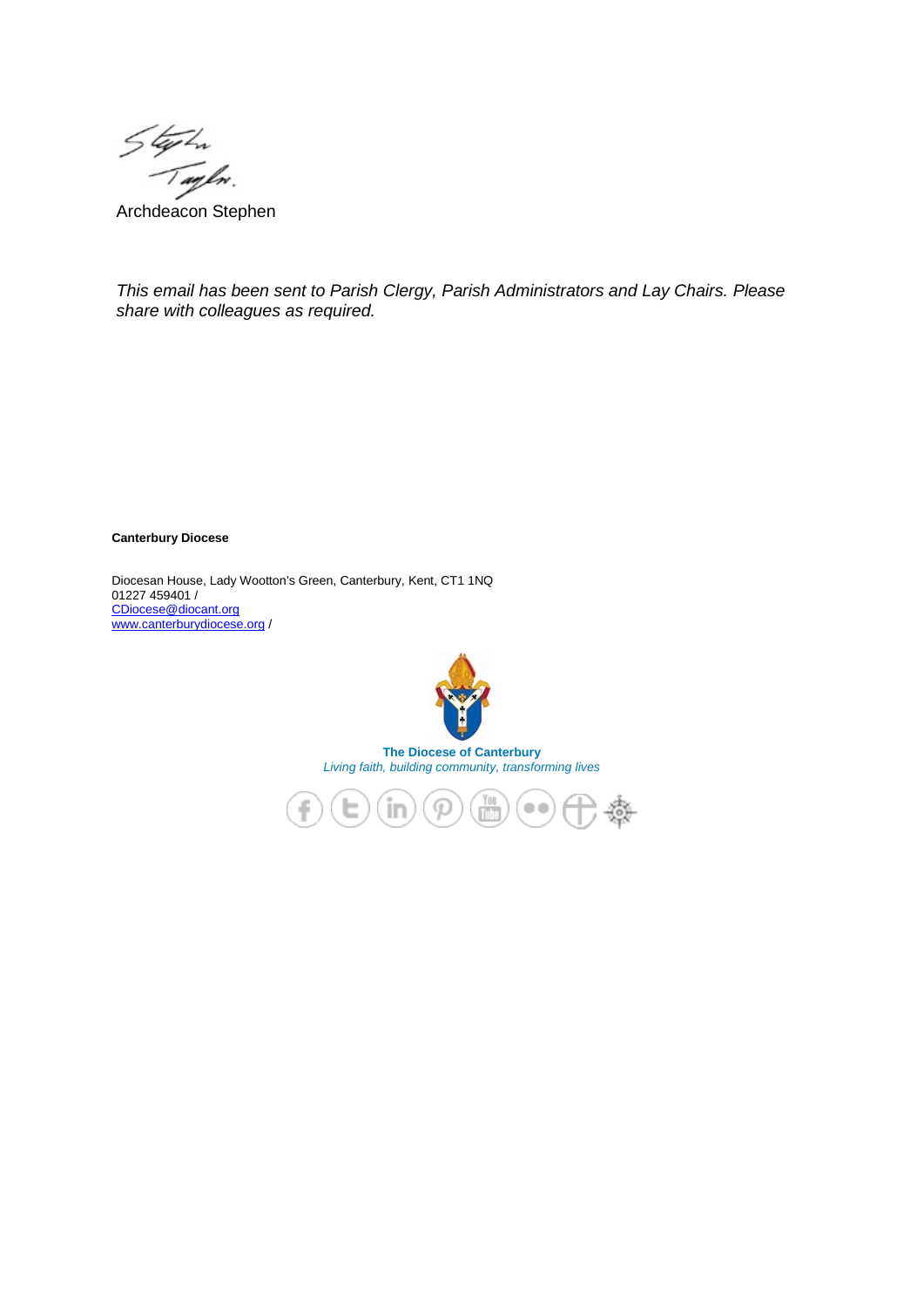Archdeacon Stephen

*This email has been sent to Parish Clergy, Parish Administrators and Lay Chairs. Please share with colleagues as required.*

**Canterbury Diocese**

Diocesan House, Lady Wootton's Green, Canterbury, Kent, CT1 1NQ
01227 459401 /
CDiocese@diocant.org
www.canterburydiocese.org /

**The Diocese of Canterbury**
*Living faith, building community, transforming lives*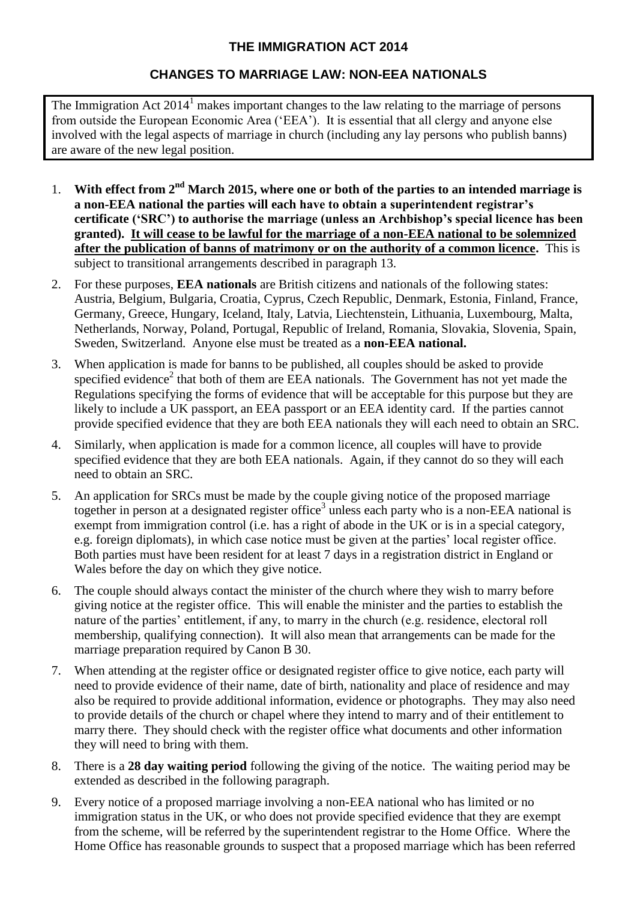**THE IMMIGRATION ACT 2014**

**CHANGES TO MARRIAGE LAW: NON-EEA NATIONALS**

The Immigration Act 2014[1] makes important changes to the law relating to the marriage of persons from outside the European Economic Area ('EEA'). It is essential that all clergy and anyone else involved with the legal aspects of marriage in church (including any lay persons who publish banns) are aware of the new legal position.

1. **With effect from 2nd March 2015, where one or both of the parties to an intended marriage is a non-EEA national the parties will each have to obtain a superintendent registrar's certificate ('SRC') to authorise the marriage (unless an Archbishop's special licence has been granted). <u>It will cease to be lawful for the marriage of a non-EEA national to be solemnized after the publication of banns of matrimony or on the authority of a common licence</u>.** This is subject to transitional arrangements described in paragraph 13.

2. For these purposes, **EEA nationals** are British citizens and nationals of the following states: Austria, Belgium, Bulgaria, Croatia, Cyprus, Czech Republic, Denmark, Estonia, Finland, France, Germany, Greece, Hungary, Iceland, Italy, Latvia, Liechtenstein, Lithuania, Luxembourg, Malta, Netherlands, Norway, Poland, Portugal, Republic of Ireland, Romania, Slovakia, Slovenia, Spain, Sweden, Switzerland. Anyone else must be treated as a **non-EEA national.**

3. When application is made for banns to be published, all couples should be asked to provide specified evidence[2] that both of them are EEA nationals. The Government has not yet made the Regulations specifying the forms of evidence that will be acceptable for this purpose but they are likely to include a UK passport, an EEA passport or an EEA identity card. If the parties cannot provide specified evidence that they are both EEA nationals they will each need to obtain an SRC.

4. Similarly, when application is made for a common licence, all couples will have to provide specified evidence that they are both EEA nationals. Again, if they cannot do so they will each need to obtain an SRC.

5. An application for SRCs must be made by the couple giving notice of the proposed marriage together in person at a designated register office[3] unless each party who is a non-EEA national is exempt from immigration control (i.e. has a right of abode in the UK or is in a special category, e.g. foreign diplomats), in which case notice must be given at the parties' local register office. Both parties must have been resident for at least 7 days in a registration district in England or Wales before the day on which they give notice.

6. The couple should always contact the minister of the church where they wish to marry before giving notice at the register office. This will enable the minister and the parties to establish the nature of the parties' entitlement, if any, to marry in the church (e.g. residence, electoral roll membership, qualifying connection). It will also mean that arrangements can be made for the marriage preparation required by Canon B 30.

7. When attending at the register office or designated register office to give notice, each party will need to provide evidence of their name, date of birth, nationality and place of residence and may also be required to provide additional information, evidence or photographs. They may also need to provide details of the church or chapel where they intend to marry and of their entitlement to marry there. They should check with the register office what documents and other information they will need to bring with them.

8. There is a **28 day waiting period** following the giving of the notice. The waiting period may be extended as described in the following paragraph.

9. Every notice of a proposed marriage involving a non-EEA national who has limited or no immigration status in the UK, or who does not provide specified evidence that they are exempt from the scheme, will be referred by the superintendent registrar to the Home Office. Where the Home Office has reasonable grounds to suspect that a proposed marriage which has been referred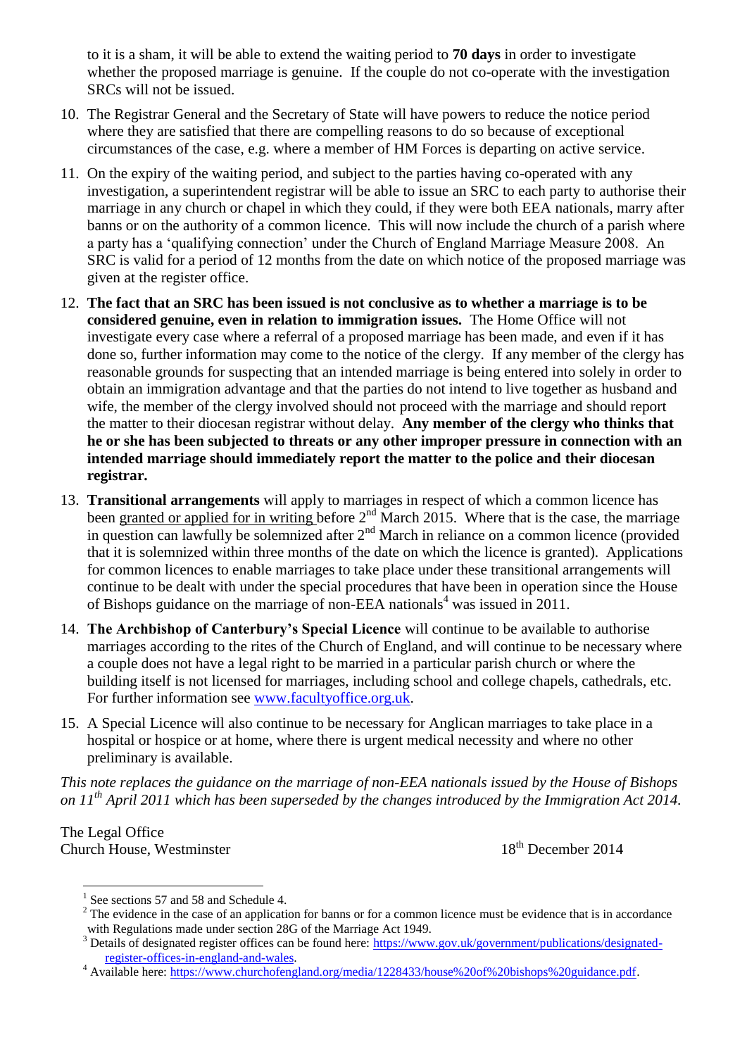to it is a sham, it will be able to extend the waiting period to **70 days** in order to investigate whether the proposed marriage is genuine. If the couple do not co-operate with the investigation SRCs will not be issued.

10. The Registrar General and the Secretary of State will have powers to reduce the notice period where they are satisfied that there are compelling reasons to do so because of exceptional circumstances of the case, e.g. where a member of HM Forces is departing on active service.

11. On the expiry of the waiting period, and subject to the parties having co-operated with any investigation, a superintendent registrar will be able to issue an SRC to each party to authorise their marriage in any church or chapel in which they could, if they were both EEA nationals, marry after banns or on the authority of a common licence. This will now include the church of a parish where a party has a 'qualifying connection' under the Church of England Marriage Measure 2008. An SRC is valid for a period of 12 months from the date on which notice of the proposed marriage was given at the register office.

12. **The fact that an SRC has been issued is not conclusive as to whether a marriage is to be considered genuine, even in relation to immigration issues.** The Home Office will not investigate every case where a referral of a proposed marriage has been made, and even if it has done so, further information may come to the notice of the clergy. If any member of the clergy has reasonable grounds for suspecting that an intended marriage is being entered into solely in order to obtain an immigration advantage and that the parties do not intend to live together as husband and wife, the member of the clergy involved should not proceed with the marriage and should report the matter to their diocesan registrar without delay. **Any member of the clergy who thinks that he or she has been subjected to threats or any other improper pressure in connection with an intended marriage should immediately report the matter to the police and their diocesan registrar.**

13. **Transitional arrangements** will apply to marriages in respect of which a common licence has been granted or applied for in writing before 2nd March 2015. Where that is the case, the marriage in question can lawfully be solemnized after 2nd March in reliance on a common licence (provided that it is solemnized within three months of the date on which the licence is granted). Applications for common licences to enable marriages to take place under these transitional arrangements will continue to be dealt with under the special procedures that have been in operation since the House of Bishops guidance on the marriage of non-EEA nationals[4] was issued in 2011.

14. **The Archbishop of Canterbury's Special Licence** will continue to be available to authorise marriages according to the rites of the Church of England, and will continue to be necessary where a couple does not have a legal right to be married in a particular parish church or where the building itself is not licensed for marriages, including school and college chapels, cathedrals, etc. For further information see www.facultyoffice.org.uk.

15. A Special Licence will also continue to be necessary for Anglican marriages to take place in a hospital or hospice or at home, where there is urgent medical necessity and where no other preliminary is available.

*This note replaces the guidance on the marriage of non-EEA nationals issued by the House of Bishops on 11th April 2011 which has been superseded by the changes introduced by the Immigration Act 2014.*

The Legal Office
Church House, Westminster

18th December 2014

---

[1] See sections 57 and 58 and Schedule 4.

[2] The evidence in the case of an application for banns or for a common licence must be evidence that is in accordance with Regulations made under section 28G of the Marriage Act 1949.

[3] Details of designated register offices can be found here: https://www.gov.uk/government/publications/designated-register-offices-in-england-and-wales.

[4] Available here: https://www.churchofengland.org/media/1228433/house%20of%20bishops%20guidance.pdf.